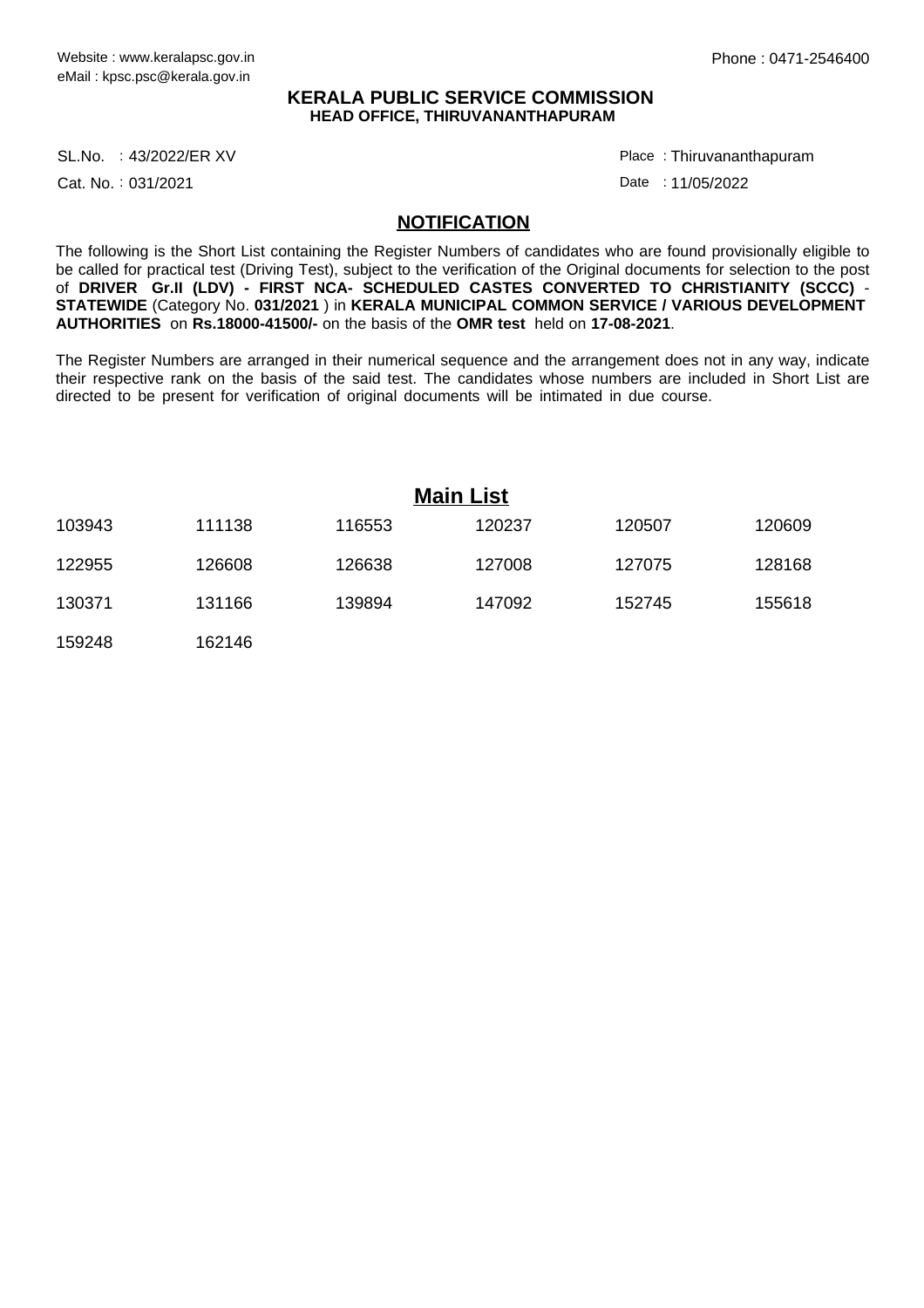Website : www.keralapsc.gov.in
eMail : kpsc.psc@kerala.gov.in

Phone : 0471-2546400

**KERALA PUBLIC SERVICE COMMISSION**
**HEAD OFFICE, THIRUVANANTHAPURAM**

SL.No. : 43/2022/ER XV
Cat. No. : 031/2021

Place : Thiruvananthapuram
Date : 11/05/2022

## NOTIFICATION

The following is the Short List containing the Register Numbers of candidates who are found provisionally eligible to be called for practical test (Driving Test), subject to the verification of the Original documents for selection to the post of **DRIVER Gr.II (LDV) - FIRST NCA- SCHEDULED CASTES CONVERTED TO CHRISTIANITY (SCCC)** - **STATEWIDE** (Category No. **031/2021** ) in **KERALA MUNICIPAL COMMON SERVICE / VARIOUS DEVELOPMENT AUTHORITIES** on **Rs.18000-41500/-** on the basis of the **OMR test** held on **17-08-2021**.

The Register Numbers are arranged in their numerical sequence and the arrangement does not in any way, indicate their respective rank on the basis of the said test. The candidates whose numbers are included in Short List are directed to be present for verification of original documents will be intimated in due course.

## Main List

| | | | | | |
|---|---|---|---|---|---|
| 103943 | 111138 | 116553 | 120237 | 120507 | 120609 |
| 122955 | 126608 | 126638 | 127008 | 127075 | 128168 |
| 130371 | 131166 | 139894 | 147092 | 152745 | 155618 |
| 159248 | 162146 | | | | |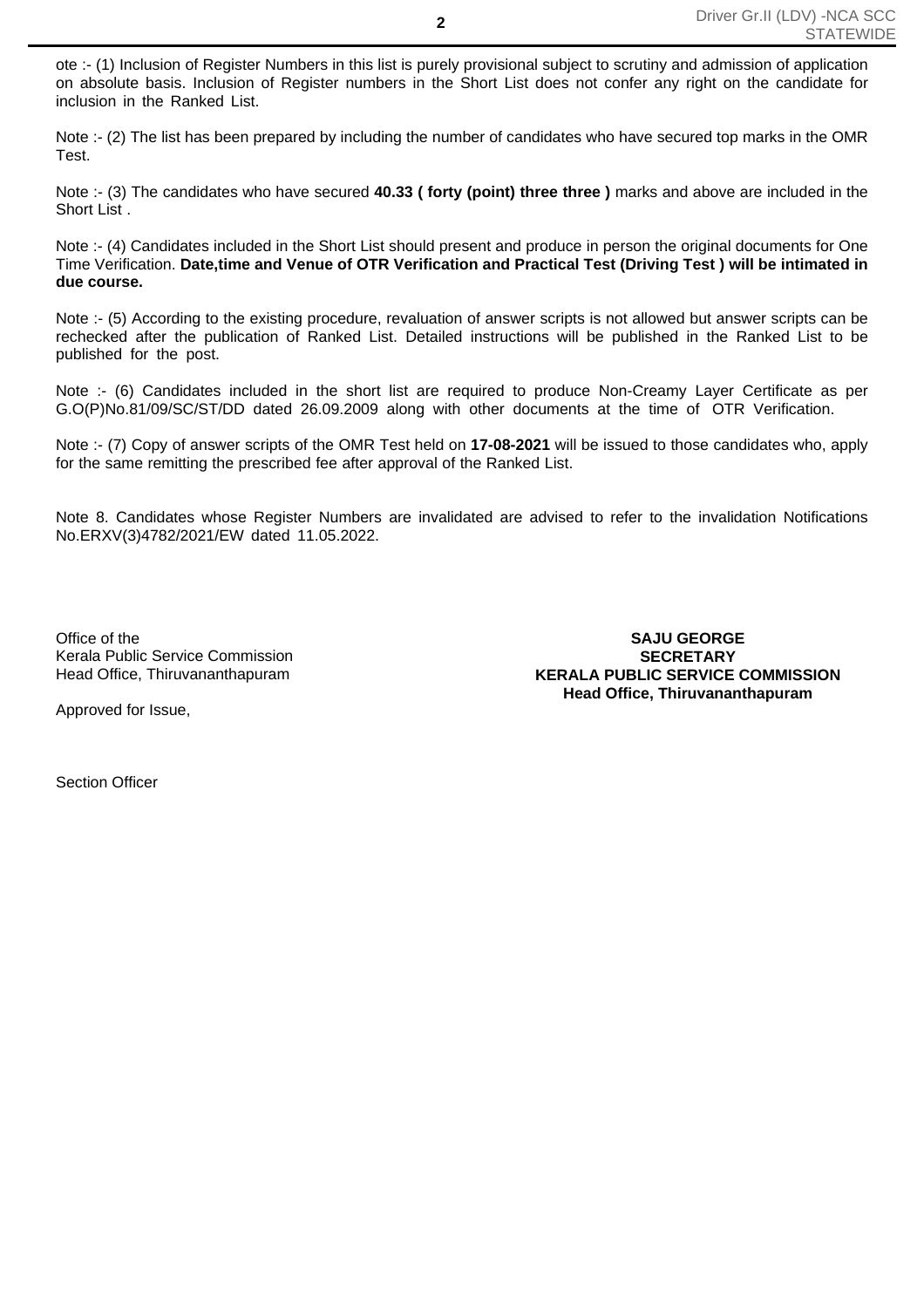ote :- (1) Inclusion of Register Numbers in this list is purely provisional subject to scrutiny and admission of application on absolute basis. Inclusion of Register numbers in the Short List does not confer any right on the candidate for inclusion in the Ranked List.

Note :- (2) The list has been prepared by including the number of candidates who have secured top marks in the OMR Test.

Note :- (3) The candidates who have secured **40.33 ( forty (point) three three )** marks and above are included in the Short List .

Note :- (4) Candidates included in the Short List should present and produce in person the original documents for One Time Verification. **Date,time and Venue of OTR Verification and Practical Test (Driving Test ) will be intimated in due course.**

Note :- (5) According to the existing procedure, revaluation of answer scripts is not allowed but answer scripts can be rechecked after the publication of Ranked List. Detailed instructions will be published in the Ranked List to be published for the post.

Note :- (6) Candidates included in the short list are required to produce Non-Creamy Layer Certificate as per G.O(P)No.81/09/SC/ST/DD dated 26.09.2009 along with other documents at the time of OTR Verification.

Note :- (7) Copy of answer scripts of the OMR Test held on **17-08-2021** will be issued to those candidates who, apply for the same remitting the prescribed fee after approval of the Ranked List.

Note 8. Candidates whose Register Numbers are invalidated are advised to refer to the invalidation Notifications No.ERXV(3)4782/2021/EW dated 11.05.2022.

Office of the
Kerala Public Service Commission
Head Office, Thiruvananthapuram

**SAJU GEORGE**
**SECRETARY**
**KERALA PUBLIC SERVICE COMMISSION**
**Head Office, Thiruvananthapuram**

Approved for Issue,

Section Officer